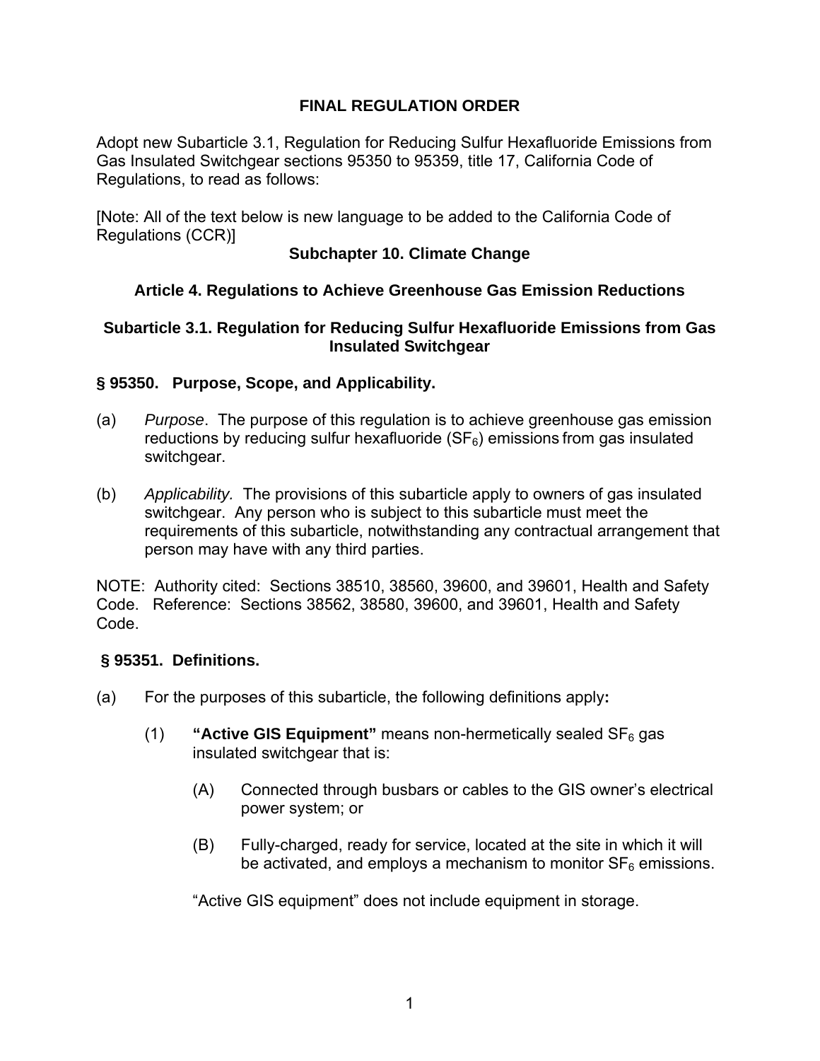# FINAL REGULATION ORDER

Adopt new Subarticle 3.1, Regulation for Reducing Sulfur Hexafluoride Emissions from Gas Insulated Switchgear sections 95350 to 95359, title 17, California Code of Regulations, to read as follows:

[Note: All of the text below is new language to be added to the California Code of Regulations (CCR)]

## Subchapter 10. Climate Change

## Article 4. Regulations to Achieve Greenhouse Gas Emission Reductions

## Subarticle 3.1. Regulation for Reducing Sulfur Hexafluoride Emissions from Gas Insulated Switchgear

### § 95350. Purpose, Scope, and Applicability.

(a) *Purpose*. The purpose of this regulation is to achieve greenhouse gas emission reductions by reducing sulfur hexafluoride ($SF_6$) emissions from gas insulated switchgear.

(b) *Applicability.* The provisions of this subarticle apply to owners of gas insulated switchgear. Any person who is subject to this subarticle must meet the requirements of this subarticle, notwithstanding any contractual arrangement that person may have with any third parties.

NOTE: Authority cited: Sections 38510, 38560, 39600, and 39601, Health and Safety Code. Reference: Sections 38562, 38580, 39600, and 39601, Health and Safety Code.

### § 95351. Definitions.

(a) For the purposes of this subarticle, the following definitions apply**:**

(1) **"Active GIS Equipment"** means non-hermetically sealed $SF_6$ gas insulated switchgear that is:

(A) Connected through busbars or cables to the GIS owner's electrical power system; or

(B) Fully-charged, ready for service, located at the site in which it will be activated, and employs a mechanism to monitor $SF_6$ emissions.

"Active GIS equipment" does not include equipment in storage.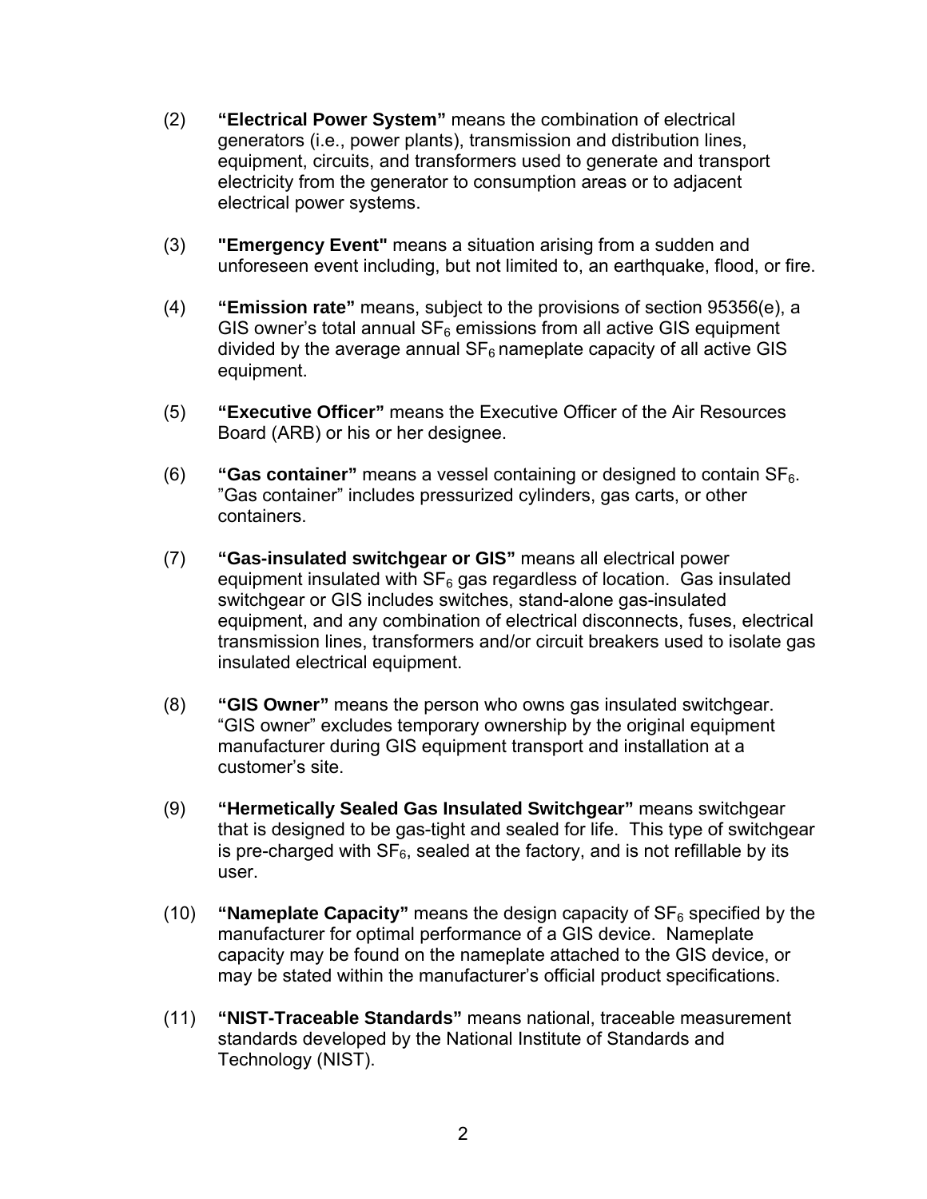(2) **"Electrical Power System"** means the combination of electrical generators (i.e., power plants), transmission and distribution lines, equipment, circuits, and transformers used to generate and transport electricity from the generator to consumption areas or to adjacent electrical power systems.

(3) **"Emergency Event"** means a situation arising from a sudden and unforeseen event including, but not limited to, an earthquake, flood, or fire.

(4) **"Emission rate"** means, subject to the provisions of section 95356(e), a GIS owner's total annual $SF_6$ emissions from all active GIS equipment divided by the average annual $SF_6$ nameplate capacity of all active GIS equipment.

(5) **"Executive Officer"** means the Executive Officer of the Air Resources Board (ARB) or his or her designee.

(6) **"Gas container"** means a vessel containing or designed to contain $SF_6$. "Gas container" includes pressurized cylinders, gas carts, or other containers.

(7) **"Gas-insulated switchgear or GIS"** means all electrical power equipment insulated with $SF_6$ gas regardless of location. Gas insulated switchgear or GIS includes switches, stand-alone gas-insulated equipment, and any combination of electrical disconnects, fuses, electrical transmission lines, transformers and/or circuit breakers used to isolate gas insulated electrical equipment.

(8) **"GIS Owner"** means the person who owns gas insulated switchgear. "GIS owner" excludes temporary ownership by the original equipment manufacturer during GIS equipment transport and installation at a customer's site.

(9) **"Hermetically Sealed Gas Insulated Switchgear"** means switchgear that is designed to be gas-tight and sealed for life. This type of switchgear is pre-charged with $SF_6$, sealed at the factory, and is not refillable by its user.

(10) **"Nameplate Capacity"** means the design capacity of $SF_6$ specified by the manufacturer for optimal performance of a GIS device. Nameplate capacity may be found on the nameplate attached to the GIS device, or may be stated within the manufacturer's official product specifications.

(11) **"NIST-Traceable Standards"** means national, traceable measurement standards developed by the National Institute of Standards and Technology (NIST).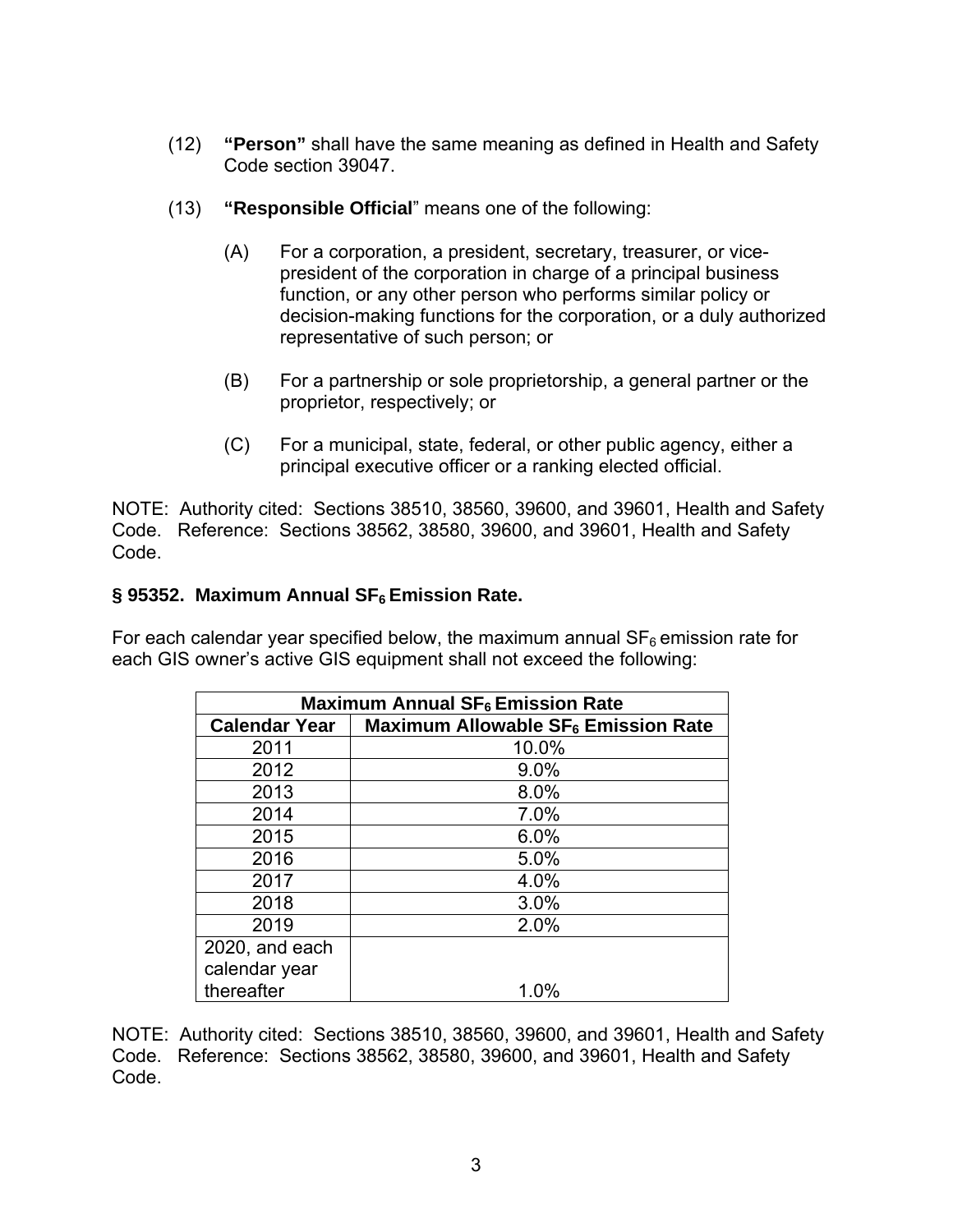(12) **"Person"** shall have the same meaning as defined in Health and Safety Code section 39047.

(13) **"Responsible Official**" means one of the following:

(A) For a corporation, a president, secretary, treasurer, or vice-president of the corporation in charge of a principal business function, or any other person who performs similar policy or decision-making functions for the corporation, or a duly authorized representative of such person; or

(B) For a partnership or sole proprietorship, a general partner or the proprietor, respectively; or

(C) For a municipal, state, federal, or other public agency, either a principal executive officer or a ranking elected official.

NOTE: Authority cited: Sections 38510, 38560, 39600, and 39601, Health and Safety Code. Reference: Sections 38562, 38580, 39600, and 39601, Health and Safety Code.

### § 95352. Maximum Annual $SF_6$ Emission Rate.

For each calendar year specified below, the maximum annual $SF_6$ emission rate for each GIS owner's active GIS equipment shall not exceed the following:

| **Maximum Annual $SF_6$ Emission Rate** | |
|---|---|
| **Calendar Year** | **Maximum Allowable $SF_6$ Emission Rate** |
| 2011 | 10.0% |
| 2012 | 9.0% |
| 2013 | 8.0% |
| 2014 | 7.0% |
| 2015 | 6.0% |
| 2016 | 5.0% |
| 2017 | 4.0% |
| 2018 | 3.0% |
| 2019 | 2.0% |
| 2020, and each calendar year thereafter | 1.0% |

NOTE: Authority cited: Sections 38510, 38560, 39600, and 39601, Health and Safety Code. Reference: Sections 38562, 38580, 39600, and 39601, Health and Safety Code.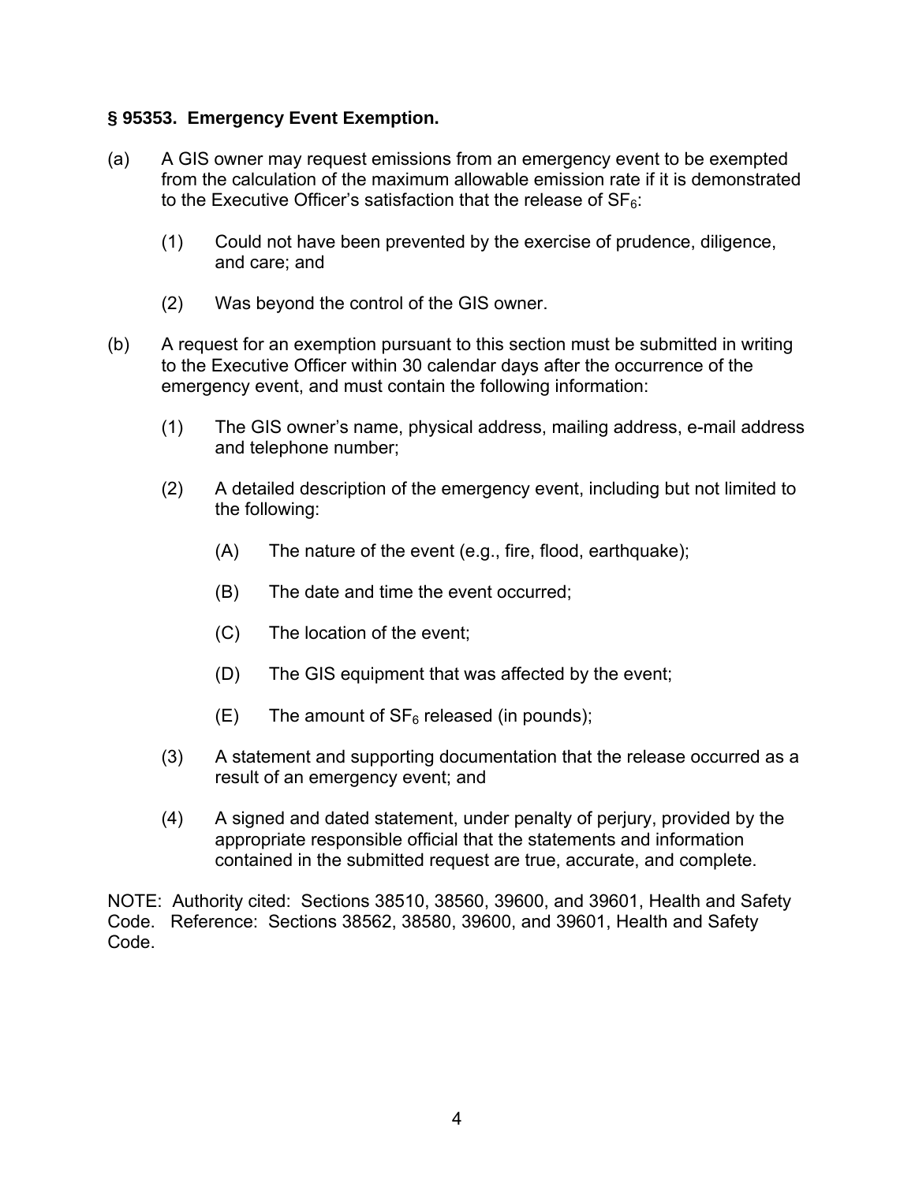### § 95353. Emergency Event Exemption.

(a) A GIS owner may request emissions from an emergency event to be exempted from the calculation of the maximum allowable emission rate if it is demonstrated to the Executive Officer's satisfaction that the release of $SF_6$:

   (1) Could not have been prevented by the exercise of prudence, diligence, and care; and

   (2) Was beyond the control of the GIS owner.

(b) A request for an exemption pursuant to this section must be submitted in writing to the Executive Officer within 30 calendar days after the occurrence of the emergency event, and must contain the following information:

   (1) The GIS owner's name, physical address, mailing address, e-mail address and telephone number;

   (2) A detailed description of the emergency event, including but not limited to the following:

      (A) The nature of the event (e.g., fire, flood, earthquake);

      (B) The date and time the event occurred;

      (C) The location of the event;

      (D) The GIS equipment that was affected by the event;

      (E) The amount of $SF_6$ released (in pounds);

   (3) A statement and supporting documentation that the release occurred as a result of an emergency event; and

   (4) A signed and dated statement, under penalty of perjury, provided by the appropriate responsible official that the statements and information contained in the submitted request are true, accurate, and complete.

NOTE: Authority cited: Sections 38510, 38560, 39600, and 39601, Health and Safety Code. Reference: Sections 38562, 38580, 39600, and 39601, Health and Safety Code.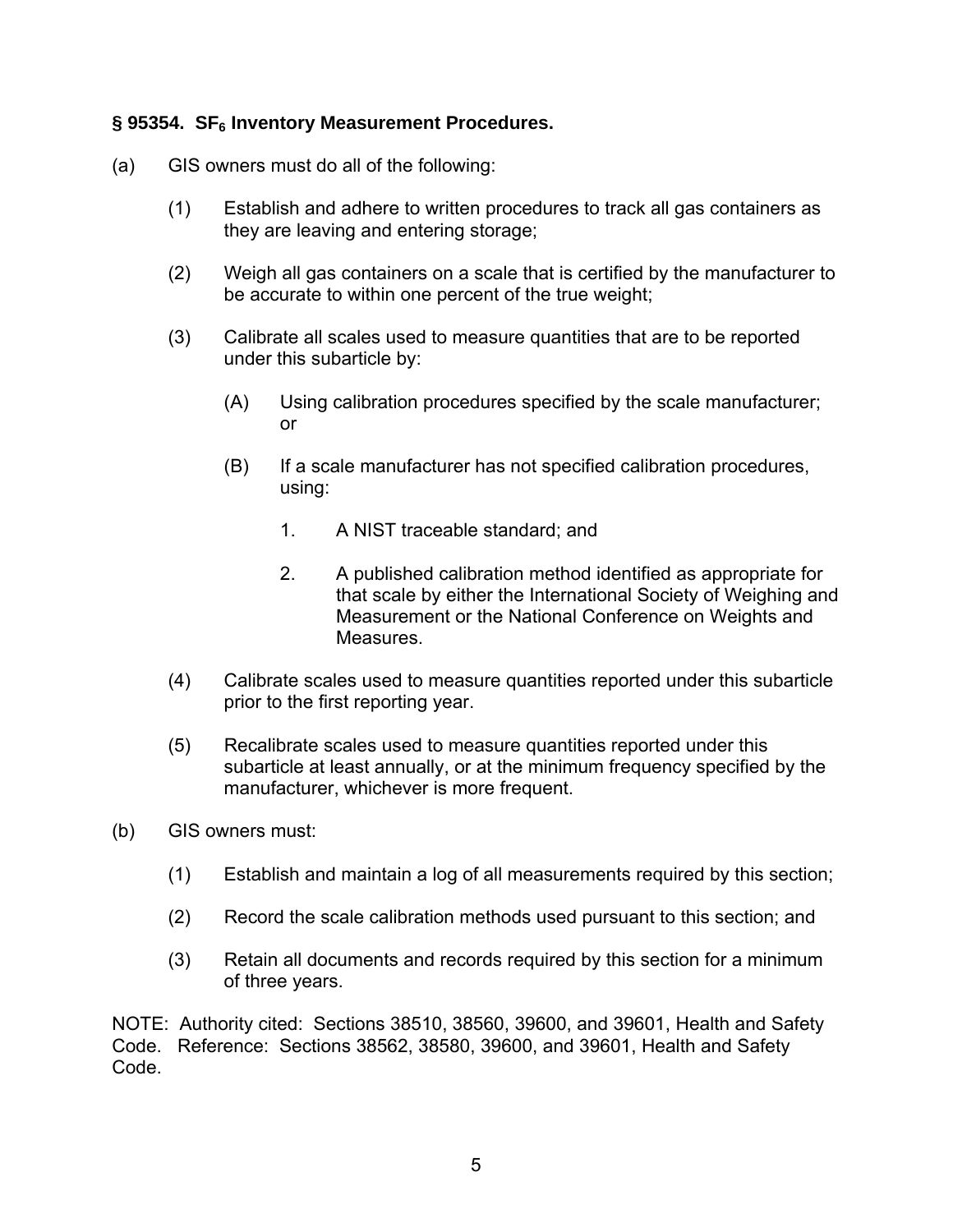### § 95354. $SF_6$ Inventory Measurement Procedures.

(a) GIS owners must do all of the following:

(1) Establish and adhere to written procedures to track all gas containers as they are leaving and entering storage;

(2) Weigh all gas containers on a scale that is certified by the manufacturer to be accurate to within one percent of the true weight;

(3) Calibrate all scales used to measure quantities that are to be reported under this subarticle by:

(A) Using calibration procedures specified by the scale manufacturer; or

(B) If a scale manufacturer has not specified calibration procedures, using:

1. A NIST traceable standard; and

2. A published calibration method identified as appropriate for that scale by either the International Society of Weighing and Measurement or the National Conference on Weights and Measures.

(4) Calibrate scales used to measure quantities reported under this subarticle prior to the first reporting year.

(5) Recalibrate scales used to measure quantities reported under this subarticle at least annually, or at the minimum frequency specified by the manufacturer, whichever is more frequent.

(b) GIS owners must:

(1) Establish and maintain a log of all measurements required by this section;

(2) Record the scale calibration methods used pursuant to this section; and

(3) Retain all documents and records required by this section for a minimum of three years.

NOTE: Authority cited: Sections 38510, 38560, 39600, and 39601, Health and Safety Code. Reference: Sections 38562, 38580, 39600, and 39601, Health and Safety Code.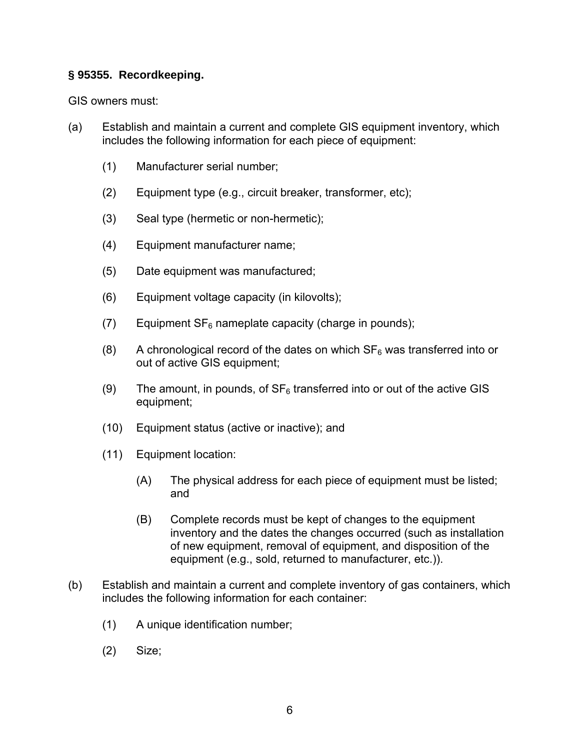**§ 95355. Recordkeeping.**

GIS owners must:

(a) Establish and maintain a current and complete GIS equipment inventory, which includes the following information for each piece of equipment:

  (1) Manufacturer serial number;

  (2) Equipment type (e.g., circuit breaker, transformer, etc);

  (3) Seal type (hermetic or non-hermetic);

  (4) Equipment manufacturer name;

  (5) Date equipment was manufactured;

  (6) Equipment voltage capacity (in kilovolts);

  (7) Equipment $SF_6$ nameplate capacity (charge in pounds);

  (8) A chronological record of the dates on which $SF_6$ was transferred into or out of active GIS equipment;

  (9) The amount, in pounds, of $SF_6$ transferred into or out of the active GIS equipment;

  (10) Equipment status (active or inactive); and

  (11) Equipment location:

    (A) The physical address for each piece of equipment must be listed; and

    (B) Complete records must be kept of changes to the equipment inventory and the dates the changes occurred (such as installation of new equipment, removal of equipment, and disposition of the equipment (e.g., sold, returned to manufacturer, etc.)).

(b) Establish and maintain a current and complete inventory of gas containers, which includes the following information for each container:

  (1) A unique identification number;

  (2) Size;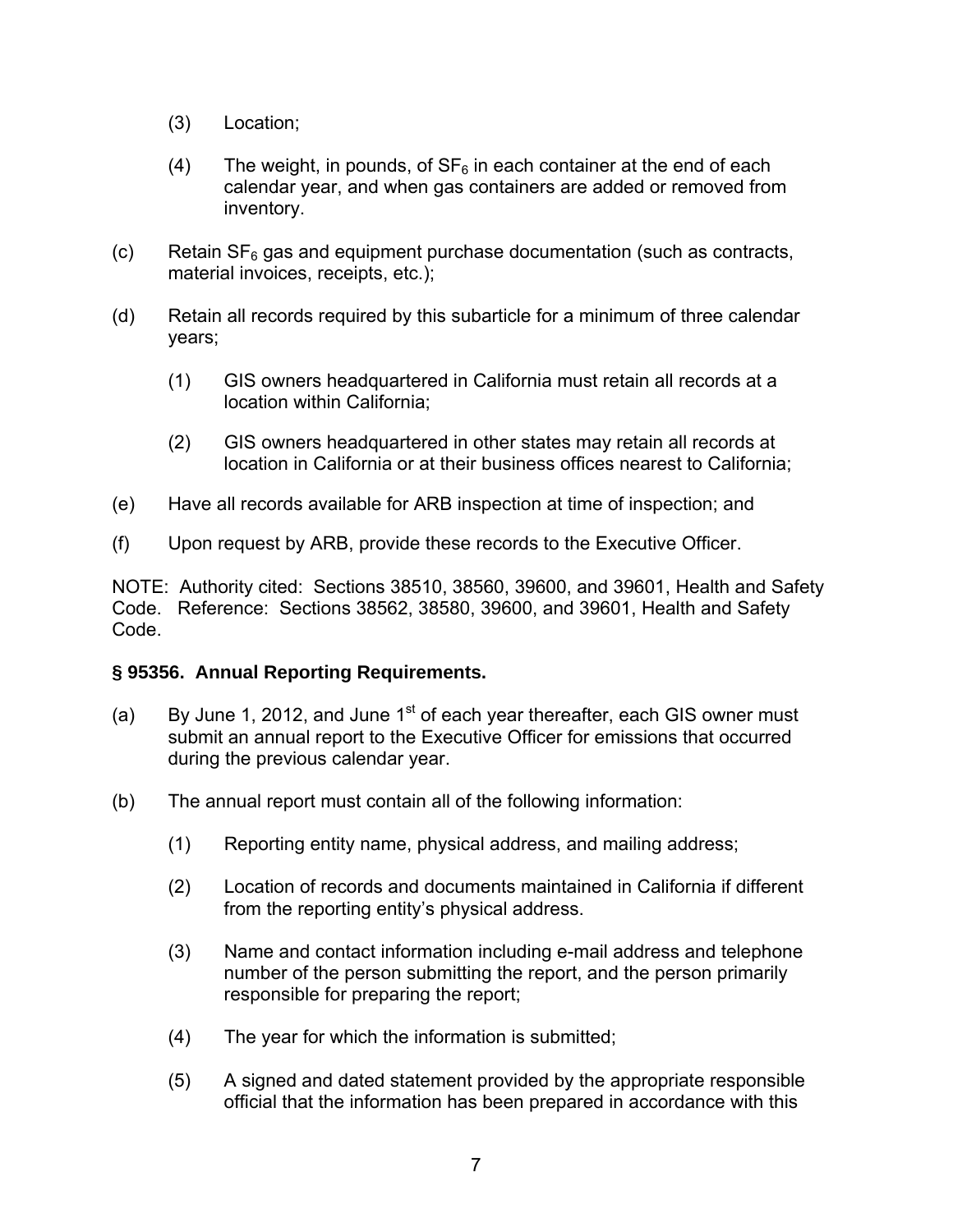(3) Location;

(4) The weight, in pounds, of $SF_6$ in each container at the end of each calendar year, and when gas containers are added or removed from inventory.

(c) Retain $SF_6$ gas and equipment purchase documentation (such as contracts, material invoices, receipts, etc.);

(d) Retain all records required by this subarticle for a minimum of three calendar years;

(1) GIS owners headquartered in California must retain all records at a location within California;

(2) GIS owners headquartered in other states may retain all records at location in California or at their business offices nearest to California;

(e) Have all records available for ARB inspection at time of inspection; and

(f) Upon request by ARB, provide these records to the Executive Officer.

NOTE: Authority cited: Sections 38510, 38560, 39600, and 39601, Health and Safety Code. Reference: Sections 38562, 38580, 39600, and 39601, Health and Safety Code.

**§ 95356. Annual Reporting Requirements.**

(a) By June 1, 2012, and June 1st of each year thereafter, each GIS owner must submit an annual report to the Executive Officer for emissions that occurred during the previous calendar year.

(b) The annual report must contain all of the following information:

(1) Reporting entity name, physical address, and mailing address;

(2) Location of records and documents maintained in California if different from the reporting entity's physical address.

(3) Name and contact information including e-mail address and telephone number of the person submitting the report, and the person primarily responsible for preparing the report;

(4) The year for which the information is submitted;

(5) A signed and dated statement provided by the appropriate responsible official that the information has been prepared in accordance with this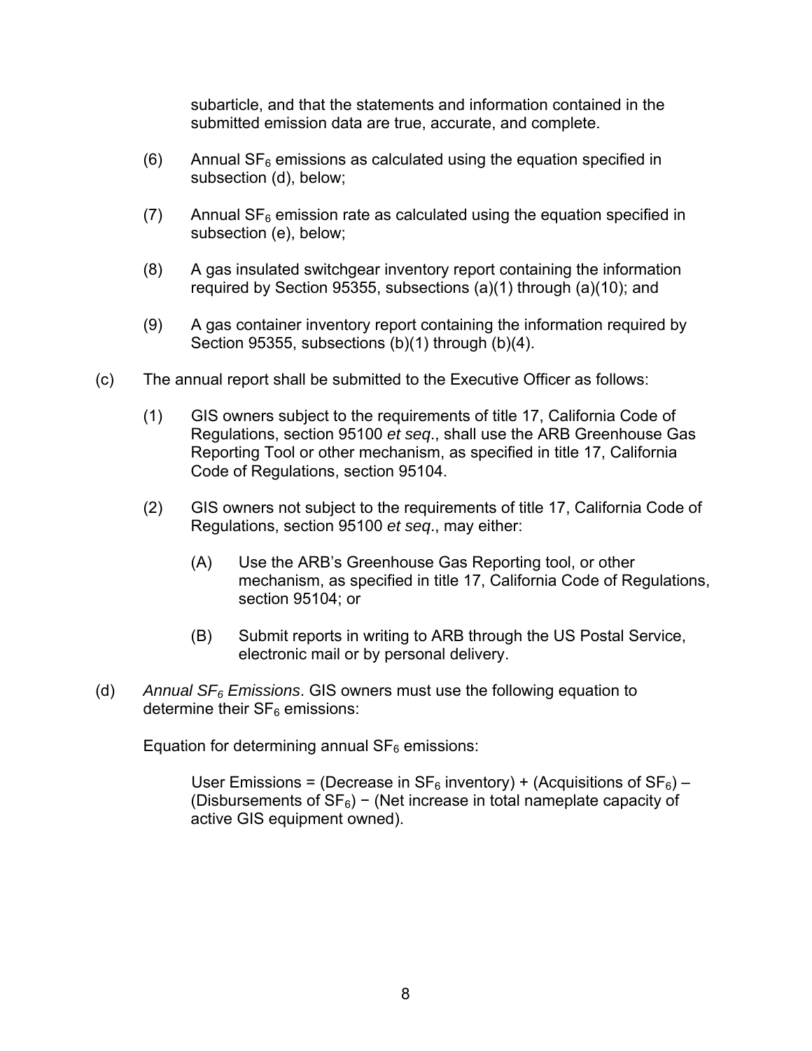subarticle, and that the statements and information contained in the submitted emission data are true, accurate, and complete.

(6) Annual $SF_6$ emissions as calculated using the equation specified in subsection (d), below;

(7) Annual $SF_6$ emission rate as calculated using the equation specified in subsection (e), below;

(8) A gas insulated switchgear inventory report containing the information required by Section 95355, subsections (a)(1) through (a)(10); and

(9) A gas container inventory report containing the information required by Section 95355, subsections (b)(1) through (b)(4).

(c) The annual report shall be submitted to the Executive Officer as follows:

(1) GIS owners subject to the requirements of title 17, California Code of Regulations, section 95100 *et seq*., shall use the ARB Greenhouse Gas Reporting Tool or other mechanism, as specified in title 17, California Code of Regulations, section 95104.

(2) GIS owners not subject to the requirements of title 17, California Code of Regulations, section 95100 *et seq*., may either:

(A) Use the ARB's Greenhouse Gas Reporting tool, or other mechanism, as specified in title 17, California Code of Regulations, section 95104; or

(B) Submit reports in writing to ARB through the US Postal Service, electronic mail or by personal delivery.

(d) *Annual $SF_6$ Emissions*. GIS owners must use the following equation to determine their $SF_6$ emissions:

Equation for determining annual $SF_6$ emissions:

User Emissions = (Decrease in $SF_6$ inventory) + (Acquisitions of $SF_6$) – (Disbursements of $SF_6$) − (Net increase in total nameplate capacity of active GIS equipment owned).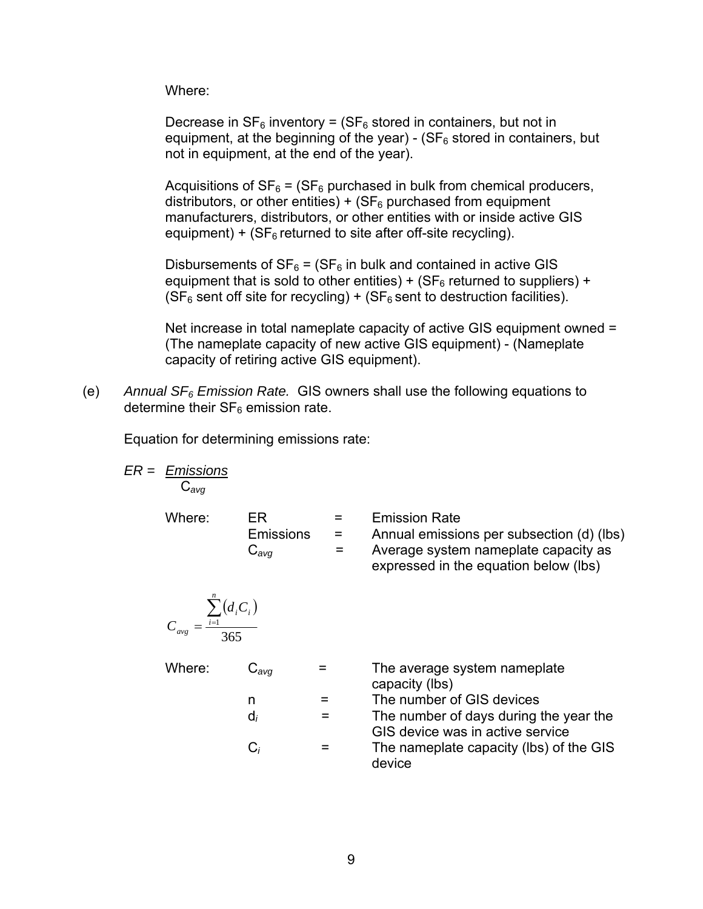Where:

Decrease in $SF_6$ inventory = ($SF_6$ stored in containers, but not in equipment, at the beginning of the year) - ($SF_6$ stored in containers, but not in equipment, at the end of the year).

Acquisitions of $SF_6$ = ($SF_6$ purchased in bulk from chemical producers, distributors, or other entities) + ($SF_6$ purchased from equipment manufacturers, distributors, or other entities with or inside active GIS equipment) + ($SF_6$ returned to site after off-site recycling).

Disbursements of $SF_6$ = ($SF_6$ in bulk and contained in active GIS equipment that is sold to other entities) + ($SF_6$ returned to suppliers) + ($SF_6$ sent off site for recycling) + ($SF_6$ sent to destruction facilities).

Net increase in total nameplate capacity of active GIS equipment owned = (The nameplate capacity of new active GIS equipment) - (Nameplate capacity of retiring active GIS equipment).

(e) *Annual $SF_6$ Emission Rate.* GIS owners shall use the following equations to determine their $SF_6$ emission rate.

Equation for determining emissions rate:

$$ER = \frac{Emissions}{C_{avg}}$$

| Where: | | | |
|---|---|---|---|
| | ER | = | Emission Rate |
| | Emissions | = | Annual emissions per subsection (d) (lbs) |
| | $C_{avg}$ | = | Average system nameplate capacity as expressed in the equation below (lbs) |

$$C_{avg} = \frac{\sum_{i=1}^{n}(d_i C_i)}{365}$$

| Where: | | | |
|---|---|---|---|
| | $C_{avg}$ | = | The average system nameplate capacity (lbs) |
| | n | = | The number of GIS devices |
| | $d_i$ | = | The number of days during the year the GIS device was in active service |
| | $C_i$ | = | The nameplate capacity (lbs) of the GIS device |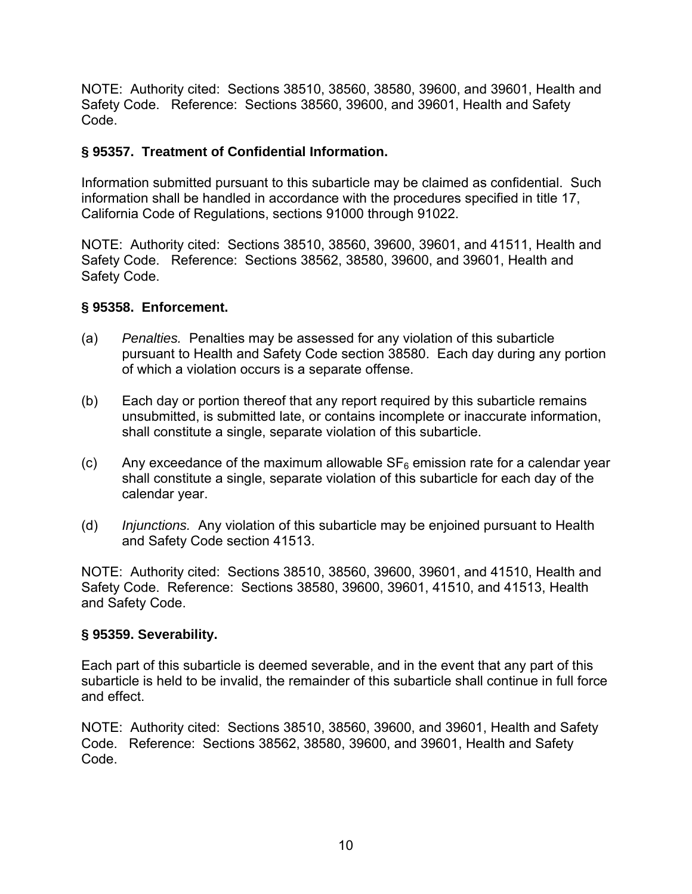NOTE: Authority cited: Sections 38510, 38560, 38580, 39600, and 39601, Health and Safety Code. Reference: Sections 38560, 39600, and 39601, Health and Safety Code.

### § 95357. Treatment of Confidential Information.

Information submitted pursuant to this subarticle may be claimed as confidential. Such information shall be handled in accordance with the procedures specified in title 17, California Code of Regulations, sections 91000 through 91022.

NOTE: Authority cited: Sections 38510, 38560, 39600, 39601, and 41511, Health and Safety Code. Reference: Sections 38562, 38580, 39600, and 39601, Health and Safety Code.

### § 95358. Enforcement.

(a) *Penalties.* Penalties may be assessed for any violation of this subarticle pursuant to Health and Safety Code section 38580. Each day during any portion of which a violation occurs is a separate offense.

(b) Each day or portion thereof that any report required by this subarticle remains unsubmitted, is submitted late, or contains incomplete or inaccurate information, shall constitute a single, separate violation of this subarticle.

(c) Any exceedance of the maximum allowable $SF_6$ emission rate for a calendar year shall constitute a single, separate violation of this subarticle for each day of the calendar year.

(d) *Injunctions.* Any violation of this subarticle may be enjoined pursuant to Health and Safety Code section 41513.

NOTE: Authority cited: Sections 38510, 38560, 39600, 39601, and 41510, Health and Safety Code. Reference: Sections 38580, 39600, 39601, 41510, and 41513, Health and Safety Code.

### § 95359. Severability.

Each part of this subarticle is deemed severable, and in the event that any part of this subarticle is held to be invalid, the remainder of this subarticle shall continue in full force and effect.

NOTE: Authority cited: Sections 38510, 38560, 39600, and 39601, Health and Safety Code. Reference: Sections 38562, 38580, 39600, and 39601, Health and Safety Code.